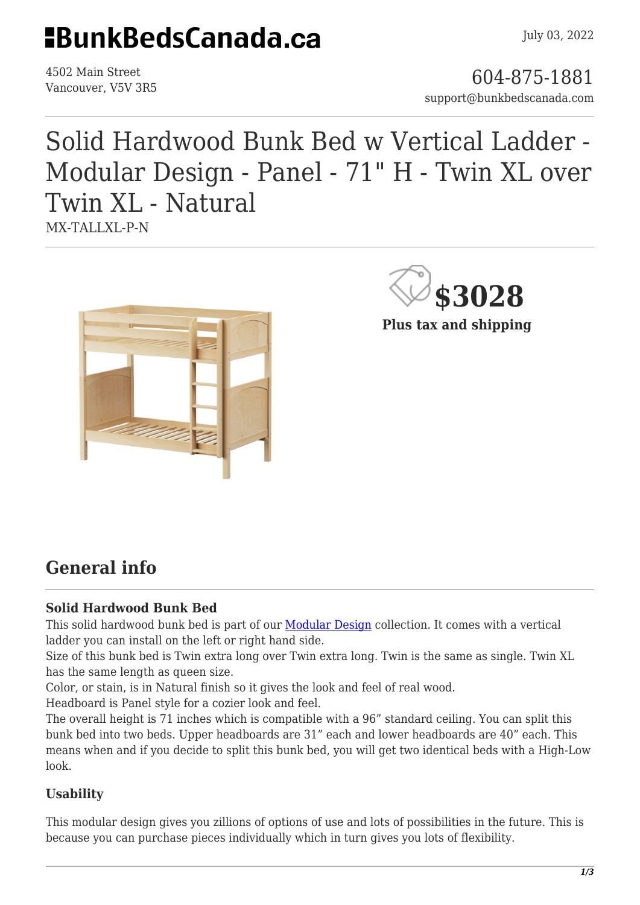# BunkBedsCanada.ca

July 03, 2022

4502 Main Street
Vancouver, V5V 3R5

604-875-1881
support@bunkbedscanada.com

# Solid Hardwood Bunk Bed w Vertical Ladder - Modular Design - Panel - 71" H - Twin XL over Twin XL - Natural

MX-TALLXL-P-N

**$3028**

**Plus tax and shipping**

## General info

### Solid Hardwood Bunk Bed

This solid hardwood bunk bed is part of our [Modular Design](Modular Design) collection. It comes with a vertical ladder you can install on the left or right hand side.
Size of this bunk bed is Twin extra long over Twin extra long. Twin is the same as single. Twin XL has the same length as queen size.
Color, or stain, is in Natural finish so it gives the look and feel of real wood.
Headboard is Panel style for a cozier look and feel.
The overall height is 71 inches which is compatible with a 96" standard ceiling. You can split this bunk bed into two beds. Upper headboards are 31" each and lower headboards are 40" each. This means when and if you decide to split this bunk bed, you will get two identical beds with a High-Low look.

### Usability

This modular design gives you zillions of options of use and lots of possibilities in the future. This is because you can purchase pieces individually which in turn gives you lots of flexibility.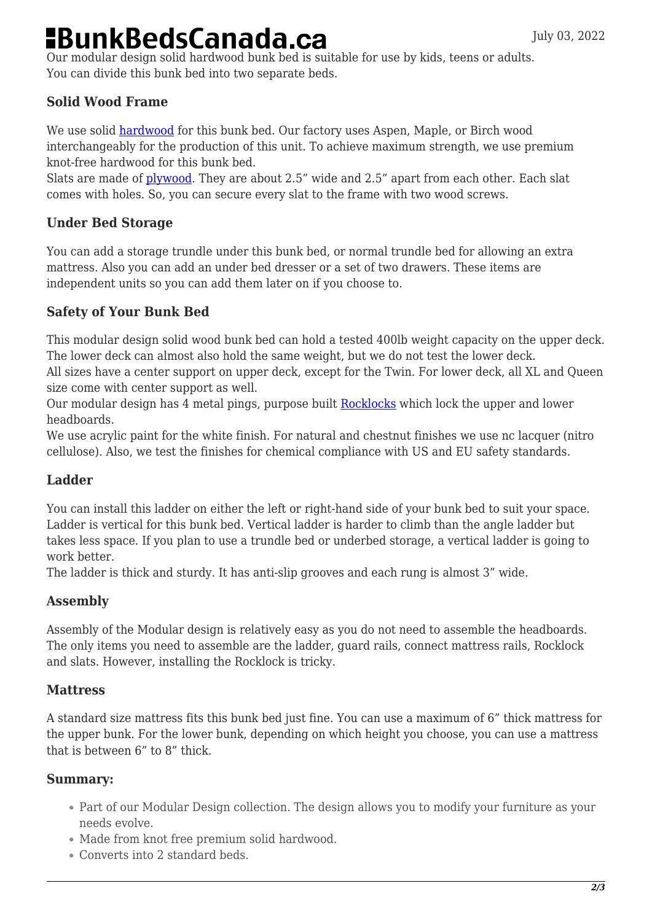Our modular design solid hardwood bunk bed is suitable for use by kids, teens or adults. You can divide this bunk bed into two separate beds.

### Solid Wood Frame

We use solid hardwood for this bunk bed. Our factory uses Aspen, Maple, or Birch wood interchangeably for the production of this unit. To achieve maximum strength, we use premium knot-free hardwood for this bunk bed.
Slats are made of plywood. They are about 2.5" wide and 2.5" apart from each other. Each slat comes with holes. So, you can secure every slat to the frame with two wood screws.

### Under Bed Storage

You can add a storage trundle under this bunk bed, or normal trundle bed for allowing an extra mattress. Also you can add an under bed dresser or a set of two drawers. These items are independent units so you can add them later on if you choose to.

### Safety of Your Bunk Bed

This modular design solid wood bunk bed can hold a tested 400lb weight capacity on the upper deck. The lower deck can almost also hold the same weight, but we do not test the lower deck.
All sizes have a center support on upper deck, except for the Twin. For lower deck, all XL and Queen size come with center support as well.
Our modular design has 4 metal pings, purpose built Rocklocks which lock the upper and lower headboards.
We use acrylic paint for the white finish. For natural and chestnut finishes we use nc lacquer (nitro cellulose). Also, we test the finishes for chemical compliance with US and EU safety standards.

### Ladder

You can install this ladder on either the left or right-hand side of your bunk bed to suit your space. Ladder is vertical for this bunk bed. Vertical ladder is harder to climb than the angle ladder but takes less space. If you plan to use a trundle bed or underbed storage, a vertical ladder is going to work better.
The ladder is thick and sturdy. It has anti-slip grooves and each rung is almost 3" wide.

### Assembly

Assembly of the Modular design is relatively easy as you do not need to assemble the headboards. The only items you need to assemble are the ladder, guard rails, connect mattress rails, Rocklock and slats. However, installing the Rocklock is tricky.

### Mattress

A standard size mattress fits this bunk bed just fine. You can use a maximum of 6" thick mattress for the upper bunk. For the lower bunk, depending on which height you choose, you can use a mattress that is between 6" to 8" thick.

### Summary:

- Part of our Modular Design collection. The design allows you to modify your furniture as your needs evolve.
- Made from knot free premium solid hardwood.
- Converts into 2 standard beds.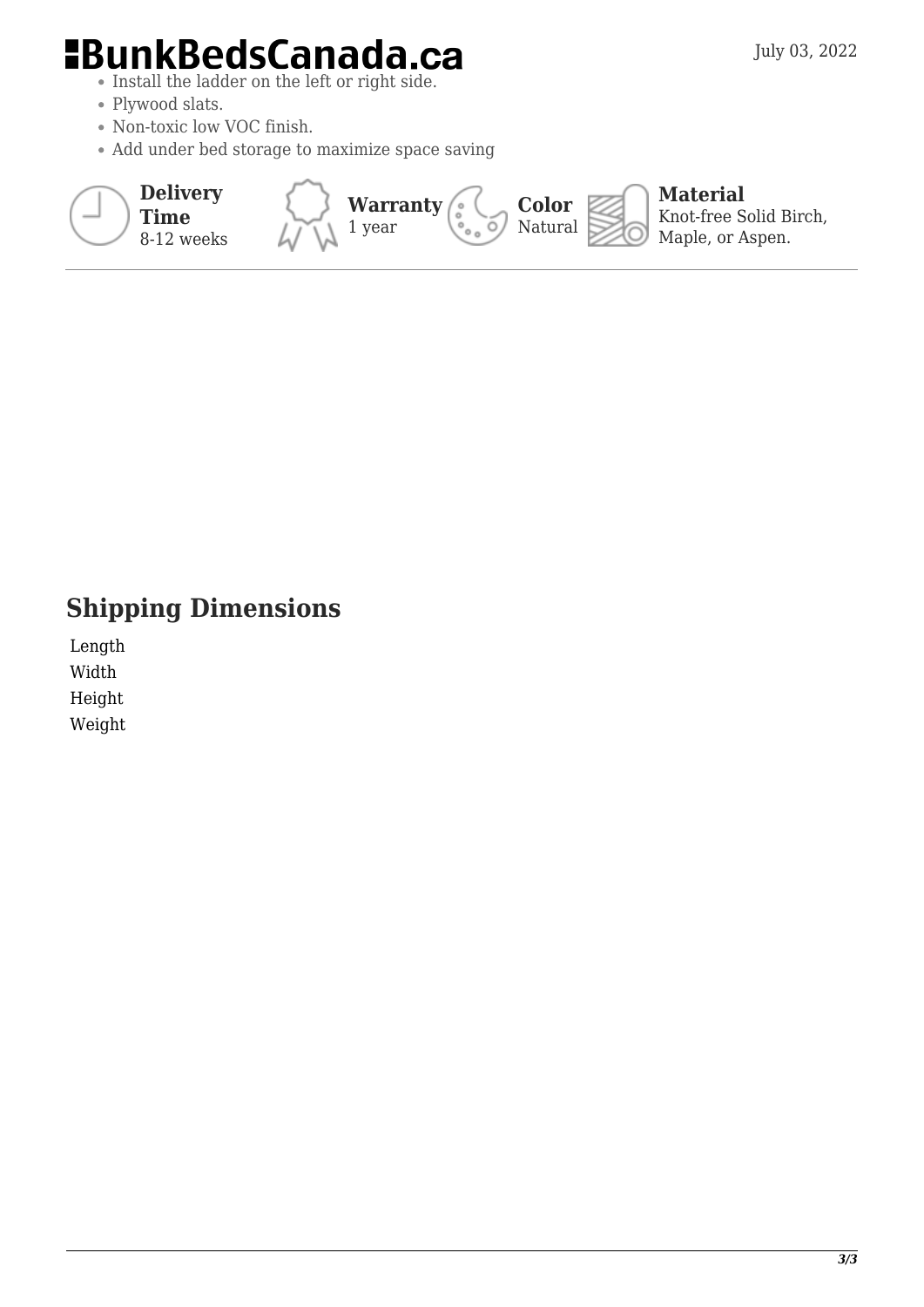- Install the ladder on the left or right side.
- Plywood slats.
- Non-toxic low VOC finish.
- Add under bed storage to maximize space saving

**Delivery Time**
8-12 weeks

**Warranty**
1 year

**Color**
Natural

**Material**
Knot-free Solid Birch, Maple, or Aspen.

## Shipping Dimensions

Length
Width
Height
Weight